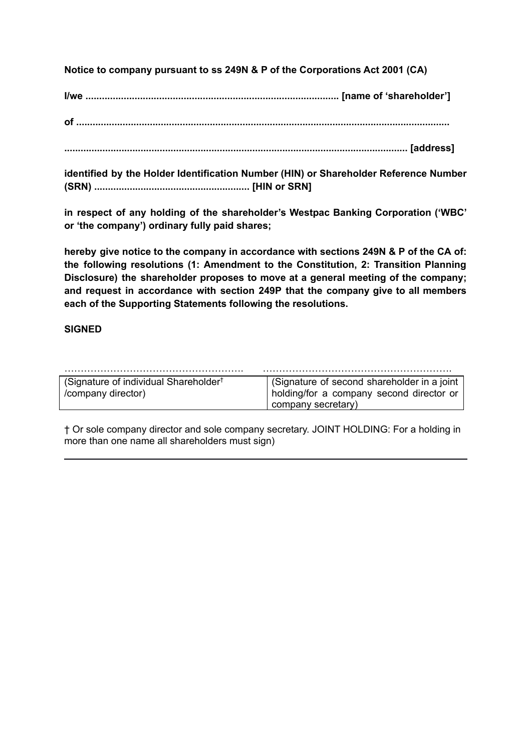**Notice to company pursuant to ss 249N & P of the Corporations Act 2001 (CA)**

**I/we ............................................................................................ [name of 'shareholder']**

**of .........................................................................................................................................**

**............................................................................................................................ [address]**

**identified by the Holder Identification Number (HIN) or Shareholder Reference Number (SRN) ......................................................... [HIN or SRN]**

**in respect of any holding of the shareholder's Westpac Banking Corporation ('WBC' or 'the company') ordinary fully paid shares;**

**hereby give notice to the company in accordance with sections 249N & P of the CA of: the following resolutions (1: Amendment to the Constitution, 2: Transition Planning Disclosure) the shareholder proposes to move at a general meeting of the company; and request in accordance with section 249P that the company give to all members each of the Supporting Statements following the resolutions.**

**SIGNED**

| ………………………………………………. | ………………………………………………… |
|---|---|
| (Signature of individual Shareholder† /company director) | (Signature of second shareholder in a joint holding/for a company second director or company secretary) |

† Or sole company director and sole company secretary. JOINT HOLDING: For a holding in more than one name all shareholders must sign)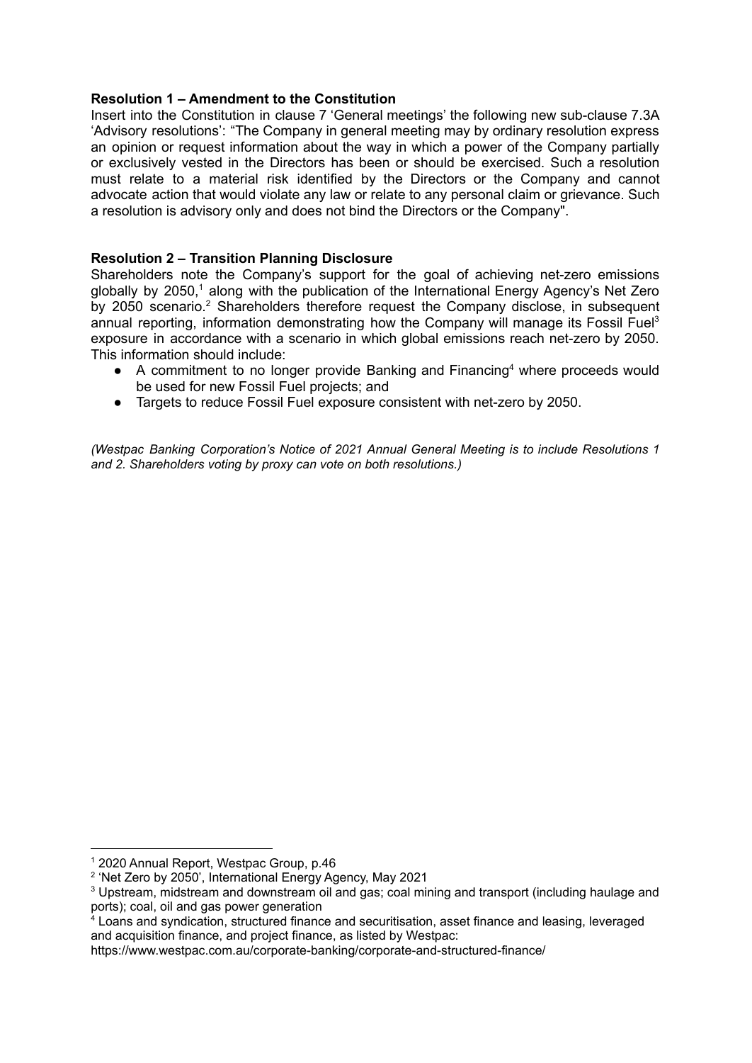**Resolution 1 – Amendment to the Constitution**

Insert into the Constitution in clause 7 'General meetings' the following new sub-clause 7.3A 'Advisory resolutions': "The Company in general meeting may by ordinary resolution express an opinion or request information about the way in which a power of the Company partially or exclusively vested in the Directors has been or should be exercised. Such a resolution must relate to a material risk identified by the Directors or the Company and cannot advocate action that would violate any law or relate to any personal claim or grievance. Such a resolution is advisory only and does not bind the Directors or the Company".

**Resolution 2 – Transition Planning Disclosure**

Shareholders note the Company's support for the goal of achieving net-zero emissions globally by 2050,[1] along with the publication of the International Energy Agency's Net Zero by 2050 scenario.[2] Shareholders therefore request the Company disclose, in subsequent annual reporting, information demonstrating how the Company will manage its Fossil Fuel[3] exposure in accordance with a scenario in which global emissions reach net-zero by 2050. This information should include:

- A commitment to no longer provide Banking and Financing[4] where proceeds would be used for new Fossil Fuel projects; and
- Targets to reduce Fossil Fuel exposure consistent with net-zero by 2050.

*(Westpac Banking Corporation's Notice of 2021 Annual General Meeting is to include Resolutions 1 and 2. Shareholders voting by proxy can vote on both resolutions.)*

---

[1] 2020 Annual Report, Westpac Group, p.46

[2] 'Net Zero by 2050', International Energy Agency, May 2021

[3] Upstream, midstream and downstream oil and gas; coal mining and transport (including haulage and ports); coal, oil and gas power generation

[4] Loans and syndication, structured finance and securitisation, asset finance and leasing, leveraged and acquisition finance, and project finance, as listed by Westpac: https://www.westpac.com.au/corporate-banking/corporate-and-structured-finance/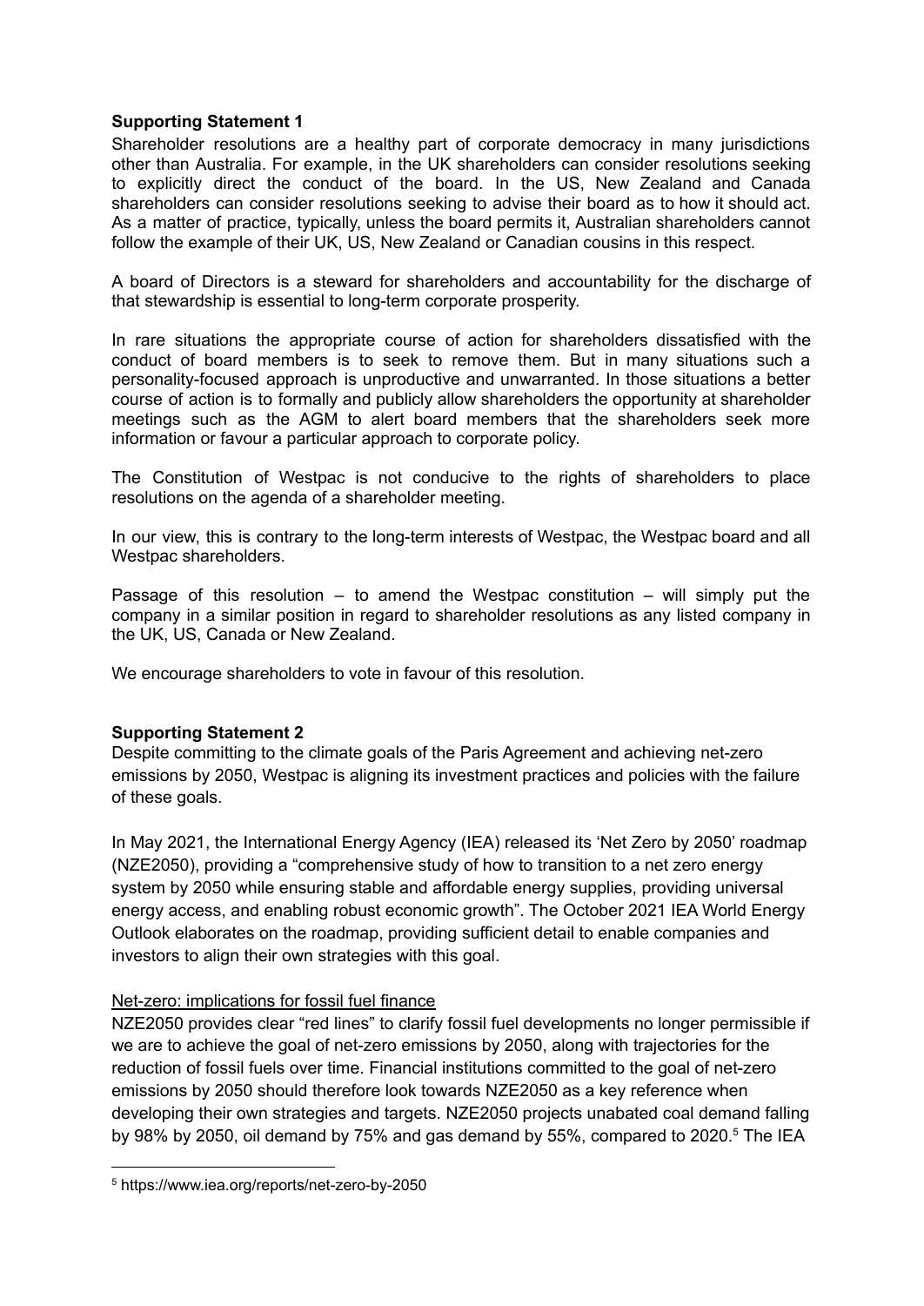**Supporting Statement 1**

Shareholder resolutions are a healthy part of corporate democracy in many jurisdictions other than Australia. For example, in the UK shareholders can consider resolutions seeking to explicitly direct the conduct of the board. In the US, New Zealand and Canada shareholders can consider resolutions seeking to advise their board as to how it should act. As a matter of practice, typically, unless the board permits it, Australian shareholders cannot follow the example of their UK, US, New Zealand or Canadian cousins in this respect.

A board of Directors is a steward for shareholders and accountability for the discharge of that stewardship is essential to long-term corporate prosperity.

In rare situations the appropriate course of action for shareholders dissatisfied with the conduct of board members is to seek to remove them. But in many situations such a personality-focused approach is unproductive and unwarranted. In those situations a better course of action is to formally and publicly allow shareholders the opportunity at shareholder meetings such as the AGM to alert board members that the shareholders seek more information or favour a particular approach to corporate policy.

The Constitution of Westpac is not conducive to the rights of shareholders to place resolutions on the agenda of a shareholder meeting.

In our view, this is contrary to the long-term interests of Westpac, the Westpac board and all Westpac shareholders.

Passage of this resolution – to amend the Westpac constitution – will simply put the company in a similar position in regard to shareholder resolutions as any listed company in the UK, US, Canada or New Zealand.

We encourage shareholders to vote in favour of this resolution.

**Supporting Statement 2**

Despite committing to the climate goals of the Paris Agreement and achieving net-zero emissions by 2050, Westpac is aligning its investment practices and policies with the failure of these goals.

In May 2021, the International Energy Agency (IEA) released its 'Net Zero by 2050' roadmap (NZE2050), providing a "comprehensive study of how to transition to a net zero energy system by 2050 while ensuring stable and affordable energy supplies, providing universal energy access, and enabling robust economic growth". The October 2021 IEA World Energy Outlook elaborates on the roadmap, providing sufficient detail to enable companies and investors to align their own strategies with this goal.

Net-zero: implications for fossil fuel finance

NZE2050 provides clear "red lines" to clarify fossil fuel developments no longer permissible if we are to achieve the goal of net-zero emissions by 2050, along with trajectories for the reduction of fossil fuels over time. Financial institutions committed to the goal of net-zero emissions by 2050 should therefore look towards NZE2050 as a key reference when developing their own strategies and targets. NZE2050 projects unabated coal demand falling by 98% by 2050, oil demand by 75% and gas demand by 55%, compared to 2020.[5] The IEA

[5] https://www.iea.org/reports/net-zero-by-2050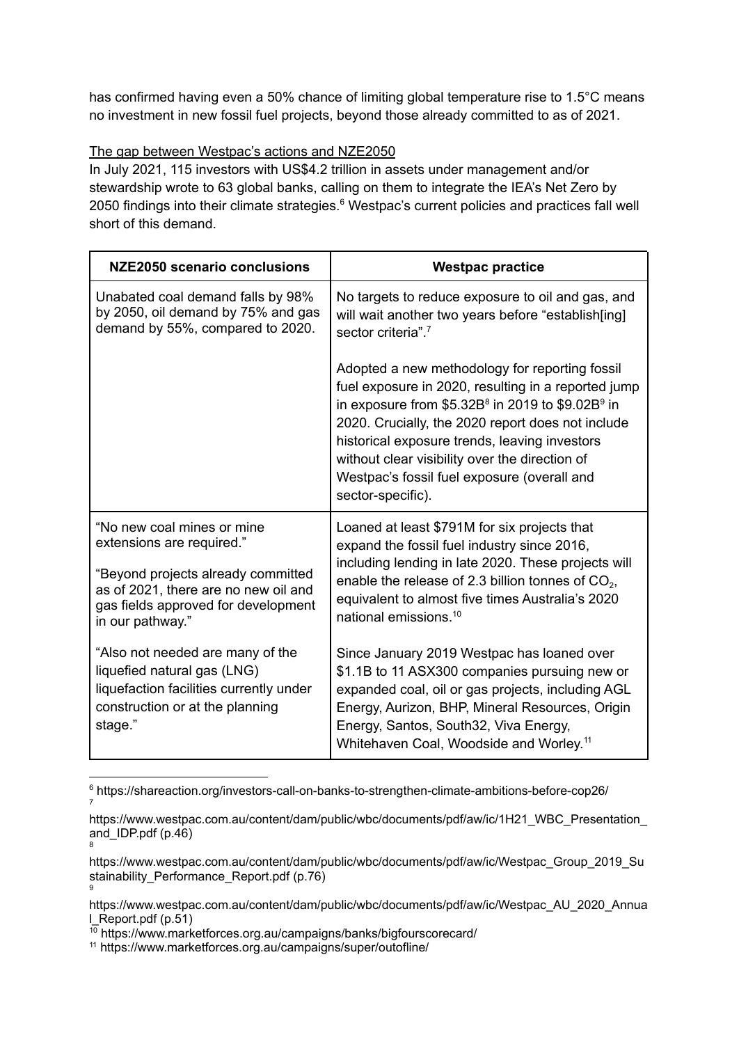has confirmed having even a 50% chance of limiting global temperature rise to 1.5°C means no investment in new fossil fuel projects, beyond those already committed to as of 2021.

The gap between Westpac's actions and NZE2050

In July 2021, 115 investors with US$4.2 trillion in assets under management and/or stewardship wrote to 63 global banks, calling on them to integrate the IEA's Net Zero by 2050 findings into their climate strategies.[6] Westpac's current policies and practices fall well short of this demand.

| NZE2050 scenario conclusions | Westpac practice |
|---|---|
| Unabated coal demand falls by 98% by 2050, oil demand by 75% and gas demand by 55%, compared to 2020. | No targets to reduce exposure to oil and gas, and will wait another two years before "establish[ing] sector criteria".[7]<br><br>Adopted a new methodology for reporting fossil fuel exposure in 2020, resulting in a reported jump in exposure from $5.32B[8] in 2019 to $9.02B[9] in 2020. Crucially, the 2020 report does not include historical exposure trends, leaving investors without clear visibility over the direction of Westpac's fossil fuel exposure (overall and sector-specific). |
| "No new coal mines or mine extensions are required."<br><br>"Beyond projects already committed as of 2021, there are no new oil and gas fields approved for development in our pathway." | Loaned at least $791M for six projects that expand the fossil fuel industry since 2016, including lending in late 2020. These projects will enable the release of 2.3 billion tonnes of $CO_2$, equivalent to almost five times Australia's 2020 national emissions.[10] |
| "Also not needed are many of the liquefied natural gas (LNG) liquefaction facilities currently under construction or at the planning stage." | Since January 2019 Westpac has loaned over $1.1B to 11 ASX300 companies pursuing new or expanded coal, oil or gas projects, including AGL Energy, Aurizon, BHP, Mineral Resources, Origin Energy, Santos, South32, Viva Energy, Whitehaven Coal, Woodside and Worley.[11] |

[6] https://shareaction.org/investors-call-on-banks-to-strengthen-climate-ambitions-before-cop26/

[7] https://www.westpac.com.au/content/dam/public/wbc/documents/pdf/aw/ic/1H21_WBC_Presentation_and_IDP.pdf (p.46)

[8] https://www.westpac.com.au/content/dam/public/wbc/documents/pdf/aw/ic/Westpac_Group_2019_Sustainability_Performance_Report.pdf (p.76)

[9] https://www.westpac.com.au/content/dam/public/wbc/documents/pdf/aw/ic/Westpac_AU_2020_Annual_Report.pdf (p.51)

[10] https://www.marketforces.org.au/campaigns/banks/bigfourscorecard/

[11] https://www.marketforces.org.au/campaigns/super/outofline/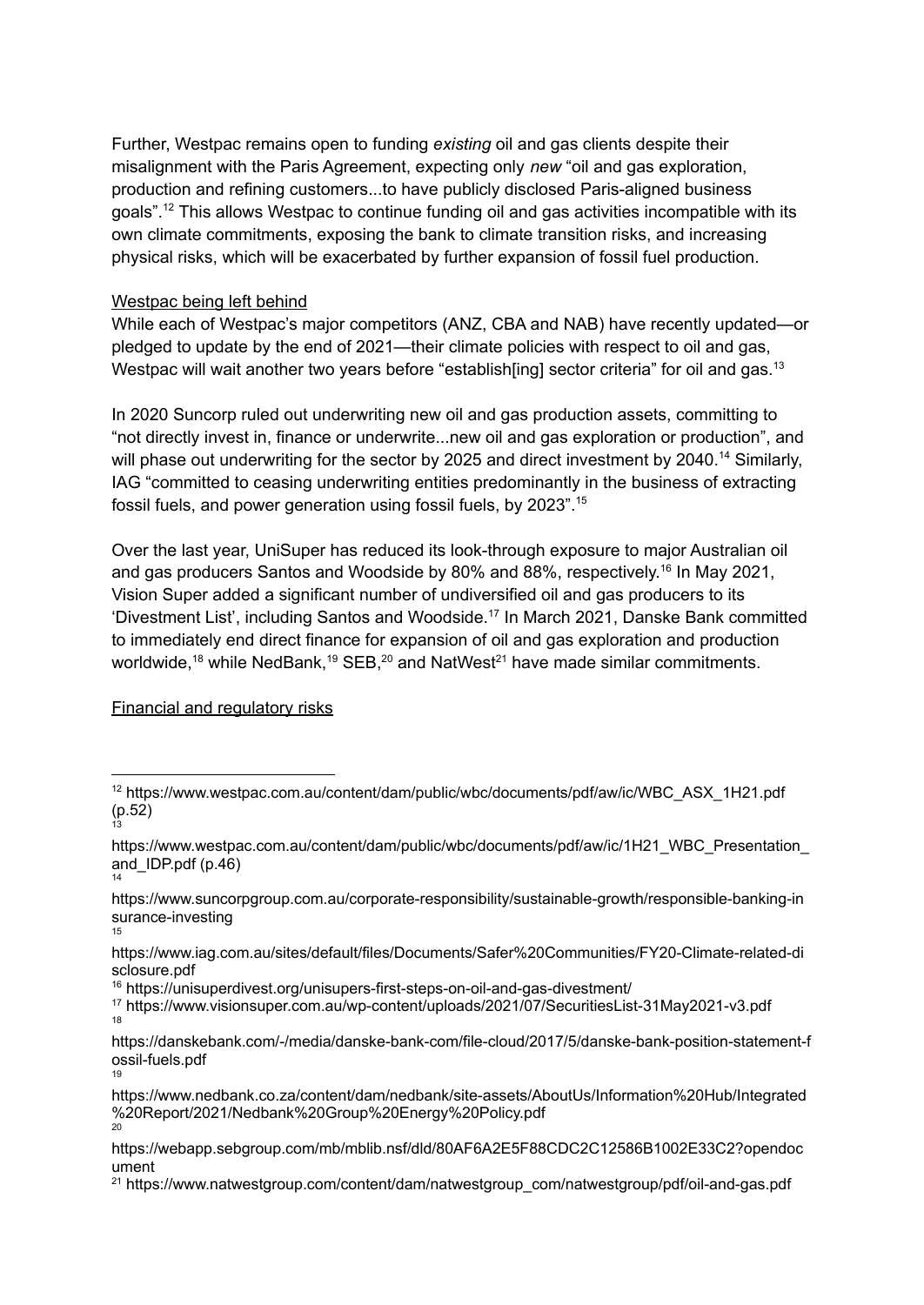Further, Westpac remains open to funding *existing* oil and gas clients despite their misalignment with the Paris Agreement, expecting only *new* "oil and gas exploration, production and refining customers...to have publicly disclosed Paris-aligned business goals".[12] This allows Westpac to continue funding oil and gas activities incompatible with its own climate commitments, exposing the bank to climate transition risks, and increasing physical risks, which will be exacerbated by further expansion of fossil fuel production.

<u>Westpac being left behind</u>

While each of Westpac's major competitors (ANZ, CBA and NAB) have recently updated—or pledged to update by the end of 2021—their climate policies with respect to oil and gas, Westpac will wait another two years before "establish[ing] sector criteria" for oil and gas.[13]

In 2020 Suncorp ruled out underwriting new oil and gas production assets, committing to "not directly invest in, finance or underwrite...new oil and gas exploration or production", and will phase out underwriting for the sector by 2025 and direct investment by 2040.[14] Similarly, IAG "committed to ceasing underwriting entities predominantly in the business of extracting fossil fuels, and power generation using fossil fuels, by 2023".[15]

Over the last year, UniSuper has reduced its look-through exposure to major Australian oil and gas producers Santos and Woodside by 80% and 88%, respectively.[16] In May 2021, Vision Super added a significant number of undiversified oil and gas producers to its 'Divestment List', including Santos and Woodside.[17] In March 2021, Danske Bank committed to immediately end direct finance for expansion of oil and gas exploration and production worldwide,[18] while NedBank,[19] SEB,[20] and NatWest[21] have made similar commitments.

<u>Financial and regulatory risks</u>

---

[12] https://www.westpac.com.au/content/dam/public/wbc/documents/pdf/aw/ic/WBC_ASX_1H21.pdf (p.52)

[13] https://www.westpac.com.au/content/dam/public/wbc/documents/pdf/aw/ic/1H21_WBC_Presentation_and_IDP.pdf (p.46)

[14] https://www.suncorpgroup.com.au/corporate-responsibility/sustainable-growth/responsible-banking-insurance-investing

[15] https://www.iag.com.au/sites/default/files/Documents/Safer%20Communities/FY20-Climate-related-disclosure.pdf

[16] https://unisuperdivest.org/unisupers-first-steps-on-oil-and-gas-divestment/

[17] https://www.visionsuper.com.au/wp-content/uploads/2021/07/SecuritiesList-31May2021-v3.pdf

[18] https://danskebank.com/-/media/danske-bank-com/file-cloud/2017/5/danske-bank-position-statement-fossil-fuels.pdf

[19] https://www.nedbank.co.za/content/dam/nedbank/site-assets/AboutUs/Information%20Hub/Integrated%20Report/2021/Nedbank%20Group%20Energy%20Policy.pdf

[20] https://webapp.sebgroup.com/mb/mblib.nsf/dld/80AF6A2E5F88CDC2C12586B1002E33C2?opendocument

[21] https://www.natwestgroup.com/content/dam/natwestgroup_com/natwestgroup/pdf/oil-and-gas.pdf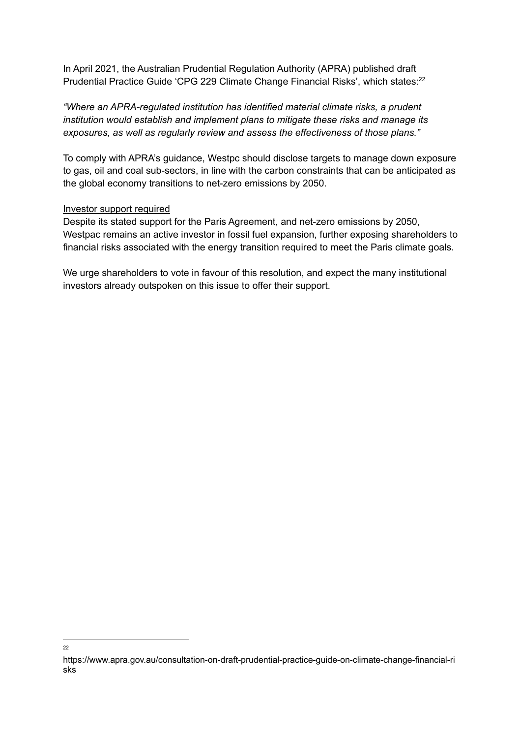In April 2021, the Australian Prudential Regulation Authority (APRA) published draft Prudential Practice Guide 'CPG 229 Climate Change Financial Risks', which states:[22]

*"Where an APRA-regulated institution has identified material climate risks, a prudent institution would establish and implement plans to mitigate these risks and manage its exposures, as well as regularly review and assess the effectiveness of those plans."*

To comply with APRA's guidance, Westpc should disclose targets to manage down exposure to gas, oil and coal sub-sectors, in line with the carbon constraints that can be anticipated as the global economy transitions to net-zero emissions by 2050.

<u>Investor support required</u>

Despite its stated support for the Paris Agreement, and net-zero emissions by 2050, Westpac remains an active investor in fossil fuel expansion, further exposing shareholders to financial risks associated with the energy transition required to meet the Paris climate goals.

We urge shareholders to vote in favour of this resolution, and expect the many institutional investors already outspoken on this issue to offer their support.

---

[22] https://www.apra.gov.au/consultation-on-draft-prudential-practice-guide-on-climate-change-financial-risks